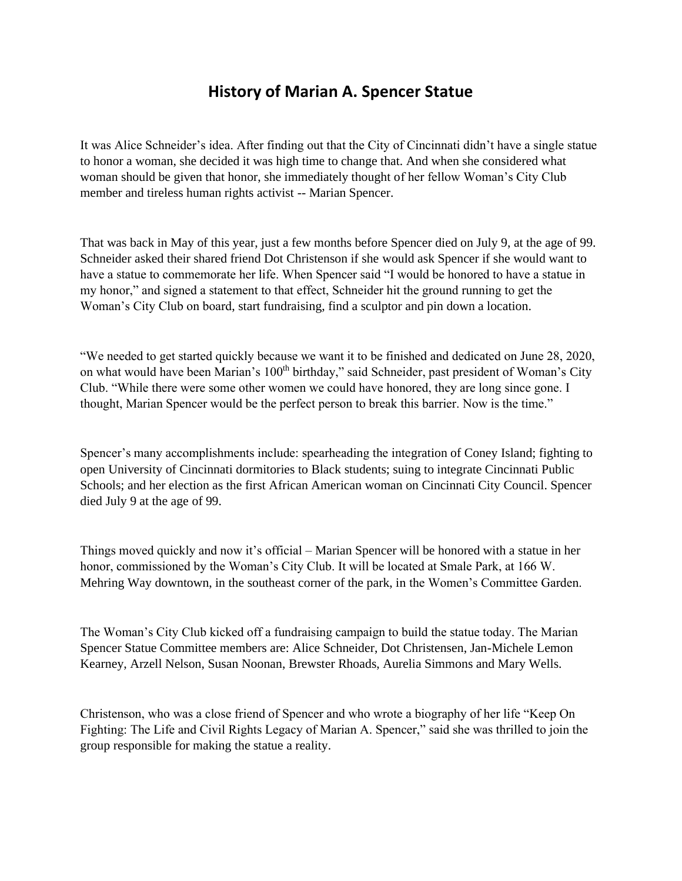# History of Marian A. Spencer Statue

It was Alice Schneider's idea. After finding out that the City of Cincinnati didn't have a single statue to honor a woman, she decided it was high time to change that. And when she considered what woman should be given that honor, she immediately thought of her fellow Woman's City Club member and tireless human rights activist -- Marian Spencer.

That was back in May of this year, just a few months before Spencer died on July 9, at the age of 99. Schneider asked their shared friend Dot Christenson if she would ask Spencer if she would want to have a statue to commemorate her life. When Spencer said "I would be honored to have a statue in my honor," and signed a statement to that effect, Schneider hit the ground running to get the Woman's City Club on board, start fundraising, find a sculptor and pin down a location.

"We needed to get started quickly because we want it to be finished and dedicated on June 28, 2020, on what would have been Marian's 100th birthday," said Schneider, past president of Woman's City Club. "While there were some other women we could have honored, they are long since gone. I thought, Marian Spencer would be the perfect person to break this barrier. Now is the time."

Spencer's many accomplishments include: spearheading the integration of Coney Island; fighting to open University of Cincinnati dormitories to Black students; suing to integrate Cincinnati Public Schools; and her election as the first African American woman on Cincinnati City Council. Spencer died July 9 at the age of 99.

Things moved quickly and now it's official – Marian Spencer will be honored with a statue in her honor, commissioned by the Woman's City Club. It will be located at Smale Park, at 166 W. Mehring Way downtown, in the southeast corner of the park, in the Women's Committee Garden.

The Woman's City Club kicked off a fundraising campaign to build the statue today. The Marian Spencer Statue Committee members are: Alice Schneider, Dot Christensen, Jan-Michele Lemon Kearney, Arzell Nelson, Susan Noonan, Brewster Rhoads, Aurelia Simmons and Mary Wells.

Christenson, who was a close friend of Spencer and who wrote a biography of her life "Keep On Fighting: The Life and Civil Rights Legacy of Marian A. Spencer," said she was thrilled to join the group responsible for making the statue a reality.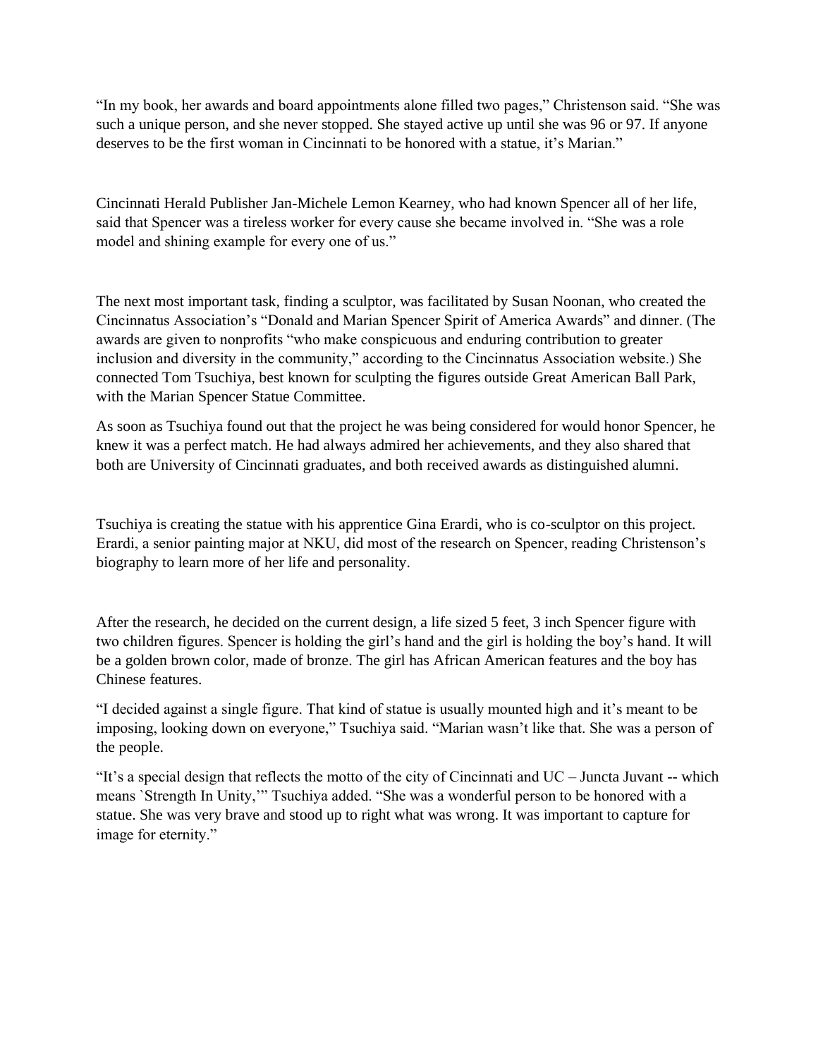"In my book, her awards and board appointments alone filled two pages," Christenson said. "She was such a unique person, and she never stopped. She stayed active up until she was 96 or 97. If anyone deserves to be the first woman in Cincinnati to be honored with a statue, it's Marian."

Cincinnati Herald Publisher Jan-Michele Lemon Kearney, who had known Spencer all of her life, said that Spencer was a tireless worker for every cause she became involved in. "She was a role model and shining example for every one of us."

The next most important task, finding a sculptor, was facilitated by Susan Noonan, who created the Cincinnatus Association's "Donald and Marian Spencer Spirit of America Awards" and dinner. (The awards are given to nonprofits "who make conspicuous and enduring contribution to greater inclusion and diversity in the community," according to the Cincinnatus Association website.) She connected Tom Tsuchiya, best known for sculpting the figures outside Great American Ball Park, with the Marian Spencer Statue Committee.

As soon as Tsuchiya found out that the project he was being considered for would honor Spencer, he knew it was a perfect match. He had always admired her achievements, and they also shared that both are University of Cincinnati graduates, and both received awards as distinguished alumni.

Tsuchiya is creating the statue with his apprentice Gina Erardi, who is co-sculptor on this project. Erardi, a senior painting major at NKU, did most of the research on Spencer, reading Christenson's biography to learn more of her life and personality.

After the research, he decided on the current design, a life sized 5 feet, 3 inch Spencer figure with two children figures. Spencer is holding the girl's hand and the girl is holding the boy's hand. It will be a golden brown color, made of bronze. The girl has African American features and the boy has Chinese features.

"I decided against a single figure. That kind of statue is usually mounted high and it's meant to be imposing, looking down on everyone," Tsuchiya said. "Marian wasn't like that. She was a person of the people.

"It's a special design that reflects the motto of the city of Cincinnati and UC – Juncta Juvant -- which means `Strength In Unity,'" Tsuchiya added. "She was a wonderful person to be honored with a statue. She was very brave and stood up to right what was wrong. It was important to capture for image for eternity."